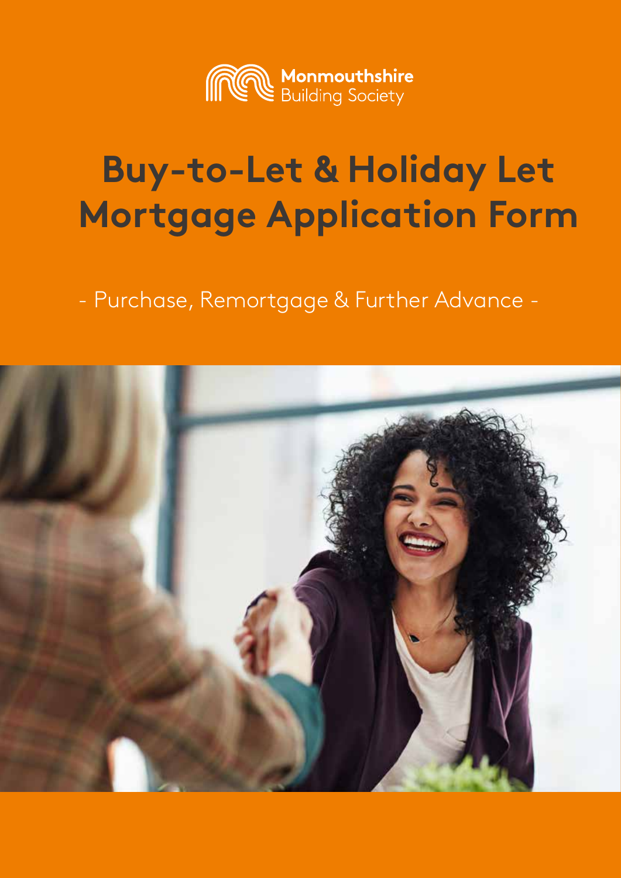Monmouthshire Building Society

# Buy-to-Let & Holiday Let Mortgage Application Form

- Purchase, Remortgage & Further Advance -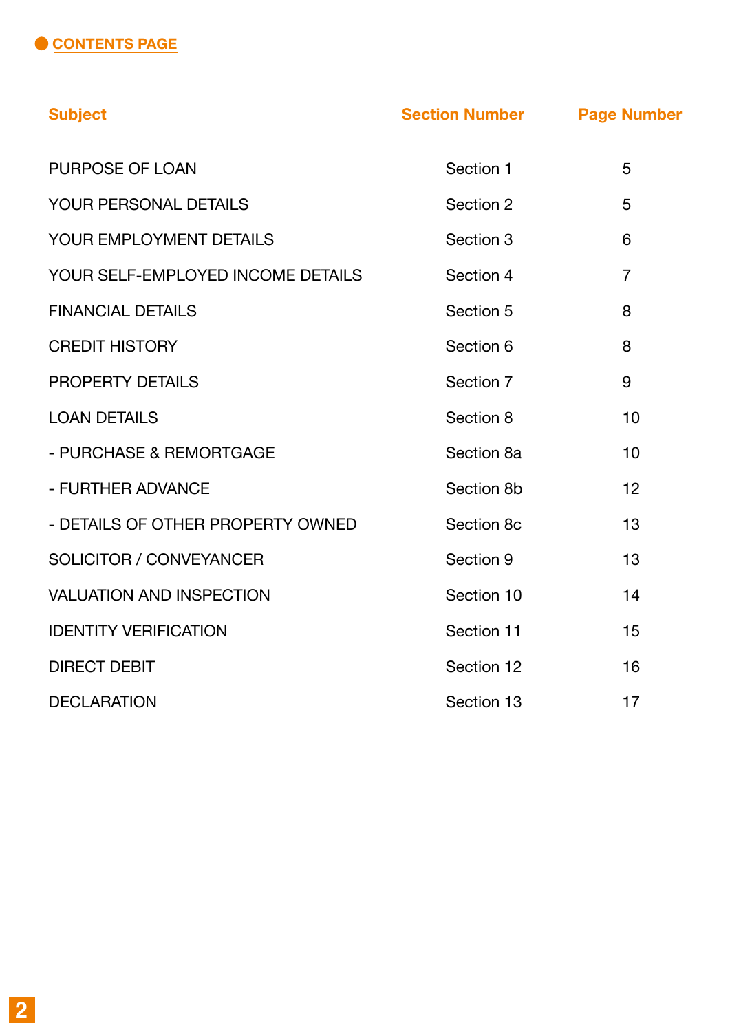## CONTENTS PAGE

| Subject | Section Number | Page Number |
|---|---|---|
| PURPOSE OF LOAN | Section 1 | 5 |
| YOUR PERSONAL DETAILS | Section 2 | 5 |
| YOUR EMPLOYMENT DETAILS | Section 3 | 6 |
| YOUR SELF-EMPLOYED INCOME DETAILS | Section 4 | 7 |
| FINANCIAL DETAILS | Section 5 | 8 |
| CREDIT HISTORY | Section 6 | 8 |
| PROPERTY DETAILS | Section 7 | 9 |
| LOAN DETAILS | Section 8 | 10 |
| - PURCHASE & REMORTGAGE | Section 8a | 10 |
| - FURTHER ADVANCE | Section 8b | 12 |
| - DETAILS OF OTHER PROPERTY OWNED | Section 8c | 13 |
| SOLICITOR / CONVEYANCER | Section 9 | 13 |
| VALUATION AND INSPECTION | Section 10 | 14 |
| IDENTITY VERIFICATION | Section 11 | 15 |
| DIRECT DEBIT | Section 12 | 16 |
| DECLARATION | Section 13 | 17 |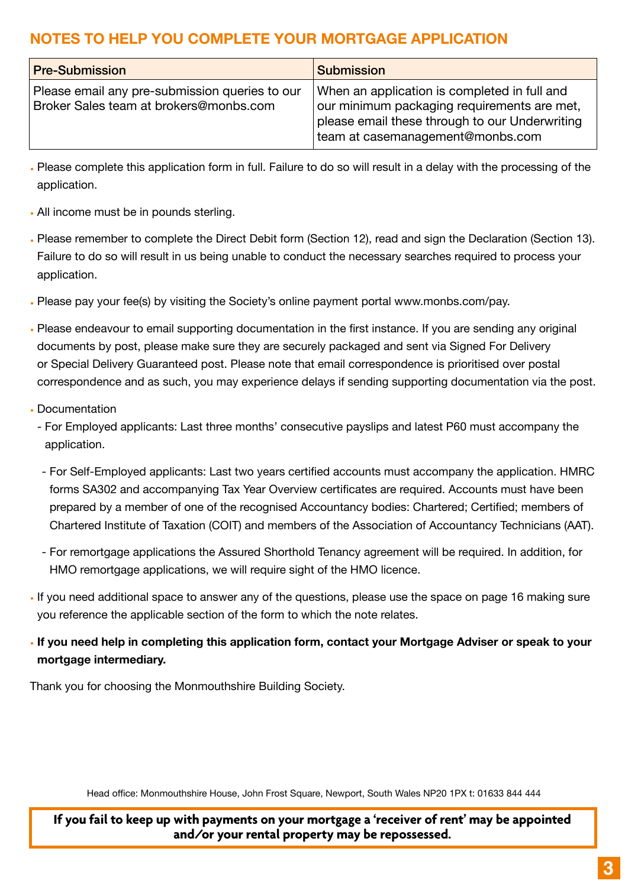# NOTES TO HELP YOU COMPLETE YOUR MORTGAGE APPLICATION

| Pre-Submission | Submission |
|---|---|
| Please email any pre-submission queries to our Broker Sales team at brokers@monbs.com | When an application is completed in full and our minimum packaging requirements are met, please email these through to our Underwriting team at casemanagement@monbs.com |

- Please complete this application form in full. Failure to do so will result in a delay with the processing of the application.
- All income must be in pounds sterling.
- Please remember to complete the Direct Debit form (Section 12), read and sign the Declaration (Section 13). Failure to do so will result in us being unable to conduct the necessary searches required to process your application.
- Please pay your fee(s) by visiting the Society's online payment portal www.monbs.com/pay.
- Please endeavour to email supporting documentation in the first instance. If you are sending any original documents by post, please make sure they are securely packaged and sent via Signed For Delivery or Special Delivery Guaranteed post. Please note that email correspondence is prioritised over postal correspondence and as such, you may experience delays if sending supporting documentation via the post.
- Documentation
  - For Employed applicants: Last three months' consecutive payslips and latest P60 must accompany the application.
  - For Self-Employed applicants: Last two years certified accounts must accompany the application. HMRC forms SA302 and accompanying Tax Year Overview certificates are required. Accounts must have been prepared by a member of one of the recognised Accountancy bodies: Chartered; Certified; members of Chartered Institute of Taxation (COIT) and members of the Association of Accountancy Technicians (AAT).
  - For remortgage applications the Assured Shorthold Tenancy agreement will be required. In addition, for HMO remortgage applications, we will require sight of the HMO licence.
- If you need additional space to answer any of the questions, please use the space on page 16 making sure you reference the applicable section of the form to which the note relates.
- **If you need help in completing this application form, contact your Mortgage Adviser or speak to your mortgage intermediary.**

Thank you for choosing the Monmouthshire Building Society.

Head office: Monmouthshire House, John Frost Square, Newport, South Wales NP20 1PX t: 01633 844 444

**If you fail to keep up with payments on your mortgage a 'receiver of rent' may be appointed and/or your rental property may be repossessed.**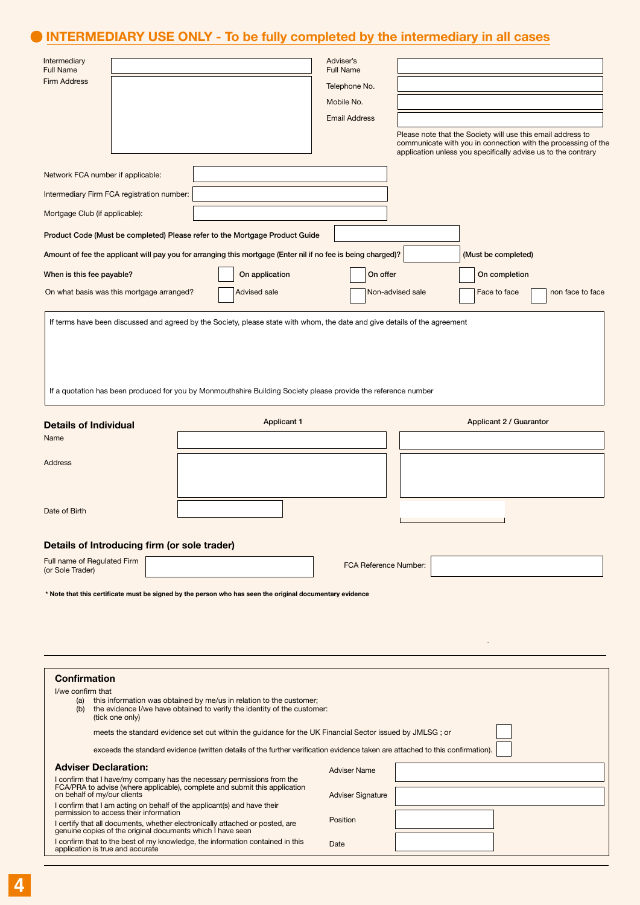## INTERMEDIARY USE ONLY - To be fully completed by the intermediary in all cases

| | | | |
|---|---|---|---|
| Intermediary Full Name | | Adviser's Full Name | |
| Firm Address | | Telephone No. | |
| | | Mobile No. | |
| | | Email Address | |

Please note that the Society will use this email address to communicate with you in connection with the processing of the application unless you specifically advise us to the contrary

Network FCA number if applicable:

Intermediary Firm FCA registration number:

Mortgage Club (if applicable):

**Product Code (Must be completed) Please refer to the Mortgage Product Guide**

**Amount of fee the applicant will pay you for arranging this mortgage (Enter nil if no fee is being charged)?** **(Must be completed)**

**When is this fee payable?** ☐ **On application** ☐ **On offer** ☐ **On completion**

On what basis was this mortgage arranged? ☐ Advised sale ☐ Non-advised sale ☐ Face to face ☐ non face to face

If terms have been discussed and agreed by the Society, please state with whom, the date and give details of the agreement

If a quotation has been produced for you by Monmouthshire Building Society please provide the reference number

### Details of Individual

| | Applicant 1 | Applicant 2 / Guarantor |
|---|---|---|
| Name | | |
| Address | | |
| Date of Birth | | |

### Details of Introducing firm (or sole trader)

Full name of Regulated Firm (or Sole Trader)

FCA Reference Number:

**\* Note that this certificate must be signed by the person who has seen the original documentary evidence**

### Confirmation

I/we confirm that

(a) this information was obtained by me/us in relation to the customer;

(b) the evidence I/we have obtained to verify the identity of the customer: (tick one only)

meets the standard evidence set out within the guidance for the UK Financial Sector issued by JMLSG ; or ☐

exceeds the standard evidence (written details of the further verification evidence taken are attached to this confirmation). ☐

### Adviser Declaration:

I confirm that I have/my company has the necessary permissions from the FCA/PRA to advise (where applicable), complete and submit this application on behalf of my/our clients

I confirm that I am acting on behalf of the applicant(s) and have their permission to access their information

I certify that all documents, whether electronically attached or posted, are genuine copies of the original documents which I have seen

I confirm that to the best of my knowledge, the information contained in this application is true and accurate

Adviser Name

Adviser Signature

Position

Date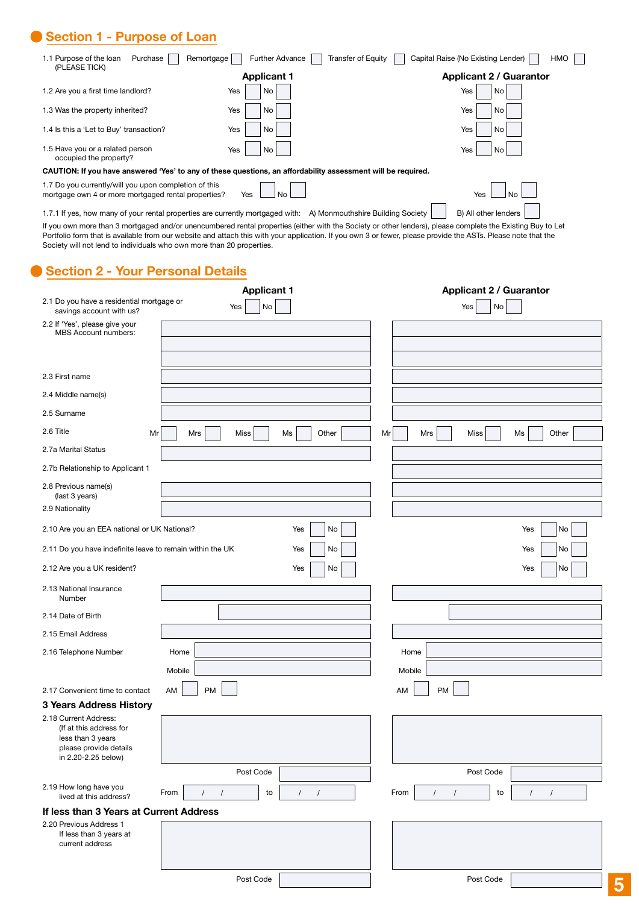## Section 1 - Purpose of Loan

1.1 Purpose of the loan (PLEASE TICK) Purchase ☐ Remortgage ☐ Further Advance ☐ Transfer of Equity ☐ Capital Raise (No Existing Lender) ☐ HMO ☐

| | Applicant 1 | Applicant 2 / Guarantor |
|---|---|---|
| 1.2 Are you a first time landlord? | Yes ☐ No ☐ | Yes ☐ No ☐ |
| 1.3 Was the property inherited? | Yes ☐ No ☐ | Yes ☐ No ☐ |
| 1.4 Is this a 'Let to Buy' transaction? | Yes ☐ No ☐ | Yes ☐ No ☐ |
| 1.5 Have you or a related person occupied the property? | Yes ☐ No ☐ | Yes ☐ No ☐ |

**CAUTION: If you have answered 'Yes' to any of these questions, an affordability assessment will be required.**

| | Applicant 1 | Applicant 2 / Guarantor |
|---|---|---|
| 1.7 Do you currently/will you upon completion of this mortgage own 4 or more mortgaged rental properties? | Yes ☐ No ☐ | Yes ☐ No ☐ |

1.7.1 If yes, how many of your rental properties are currently mortgaged with: A) Monmouthshire Building Society ☐ B) All other lenders ☐

If you own more than 3 mortgaged and/or unencumbered rental properties (either with the Society or other lenders), please complete the Existing Buy to Let Portfolio form that is available from our website and attach this with your application. If you own 3 or fewer, please provide the ASTs. Please note that the Society will not lend to individuals who own more than 20 properties.

## Section 2 - Your Personal Details

| | Applicant 1 | Applicant 2 / Guarantor |
|---|---|---|
| 2.1 Do you have a residential mortgage or savings account with us? | Yes ☐ No ☐ | Yes ☐ No ☐ |
| 2.2 If 'Yes', please give your MBS Account numbers: | | |
| 2.3 First name | | |
| 2.4 Middle name(s) | | |
| 2.5 Surname | | |
| 2.6 Title | Mr ☐ Mrs ☐ Miss ☐ Ms ☐ Other ☐ | Mr ☐ Mrs ☐ Miss ☐ Ms ☐ Other ☐ |
| 2.7a Marital Status | | |
| 2.7b Relationship to Applicant 1 | | |
| 2.8 Previous name(s) (last 3 years) | | |
| 2.9 Nationality | | |
| 2.10 Are you an EEA national or UK National? | Yes ☐ No ☐ | Yes ☐ No ☐ |
| 2.11 Do you have indefinite leave to remain within the UK | Yes ☐ No ☐ | Yes ☐ No ☐ |
| 2.12 Are you a UK resident? | Yes ☐ No ☐ | Yes ☐ No ☐ |
| 2.13 National Insurance Number | | |
| 2.14 Date of Birth | | |
| 2.15 Email Address | | |
| 2.16 Telephone Number | Home<br>Mobile | Home<br>Mobile |
| 2.17 Convenient time to contact | AM ☐ PM ☐ | AM ☐ PM ☐ |

### 3 Years Address History

| | Applicant 1 | Applicant 2 / Guarantor |
|---|---|---|
| 2.18 Current Address: (If at this address for less than 3 years please provide details in 2.20-2.25 below) | <br>Post Code | <br>Post Code |
| 2.19 How long have you lived at this address? | From / / to / / | From / / to / / |

### If less than 3 Years at Current Address

| | Applicant 1 | Applicant 2 / Guarantor |
|---|---|---|
| 2.20 Previous Address 1 If less than 3 years at current address | <br>Post Code | <br>Post Code |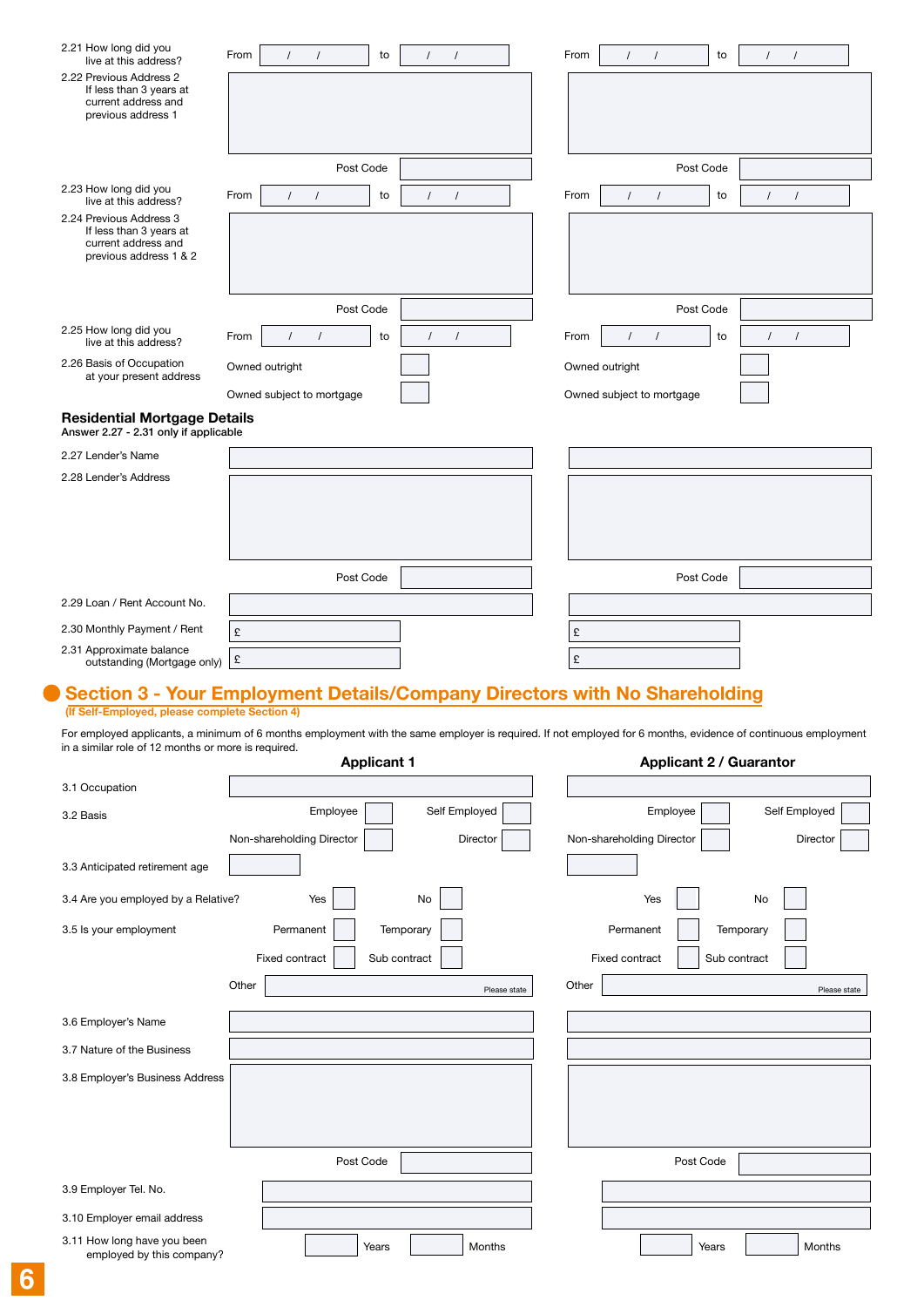| | Applicant 1 | Applicant 2 / Guarantor |
|---|---|---|
| 2.21 How long did you live at this address? | From / / to / / | From / / to / / |
| 2.22 Previous Address 2 If less than 3 years at current address and previous address 1 | | |
| | Post Code | Post Code |
| 2.23 How long did you live at this address? | From / / to / / | From / / to / / |
| 2.24 Previous Address 3 If less than 3 years at current address and previous address 1 & 2 | | |
| | Post Code | Post Code |
| 2.25 How long did you live at this address? | From / / to / / | From / / to / / |
| 2.26 Basis of Occupation at your present address | Owned outright ☐ | Owned outright ☐ |
| | Owned subject to mortgage ☐ | Owned subject to mortgage ☐ |

### Residential Mortgage Details

Answer 2.27 - 2.31 only if applicable

| | Applicant 1 | Applicant 2 / Guarantor |
|---|---|---|
| 2.27 Lender's Name | | |
| 2.28 Lender's Address | | |
| | Post Code | Post Code |
| 2.29 Loan / Rent Account No. | | |
| 2.30 Monthly Payment / Rent | £ | £ |
| 2.31 Approximate balance outstanding (Mortgage only) | £ | £ |

## Section 3 - Your Employment Details/Company Directors with No Shareholding

(If Self-Employed, please complete Section 4)

For employed applicants, a minimum of 6 months employment with the same employer is required. If not employed for 6 months, evidence of continuous employment in a similar role of 12 months or more is required.

| | Applicant 1 | Applicant 2 / Guarantor |
|---|---|---|
| 3.1 Occupation | | |
| 3.2 Basis | Employee ☐ Self Employed ☐ | Employee ☐ Self Employed ☐ |
| | Non-shareholding Director ☐ Director ☐ | Non-shareholding Director ☐ Director ☐ |
| 3.3 Anticipated retirement age | | |
| 3.4 Are you employed by a Relative? | Yes ☐ No ☐ | Yes ☐ No ☐ |
| 3.5 Is your employment | Permanent ☐ Temporary ☐ | Permanent ☐ Temporary ☐ |
| | Fixed contract ☐ Sub contract ☐ | Fixed contract ☐ Sub contract ☐ |
| | Other (Please state) | Other (Please state) |
| 3.6 Employer's Name | | |
| 3.7 Nature of the Business | | |
| 3.8 Employer's Business Address | | |
| | Post Code | Post Code |
| 3.9 Employer Tel. No. | | |
| 3.10 Employer email address | | |
| 3.11 How long have you been employed by this company? | Years Months | Years Months |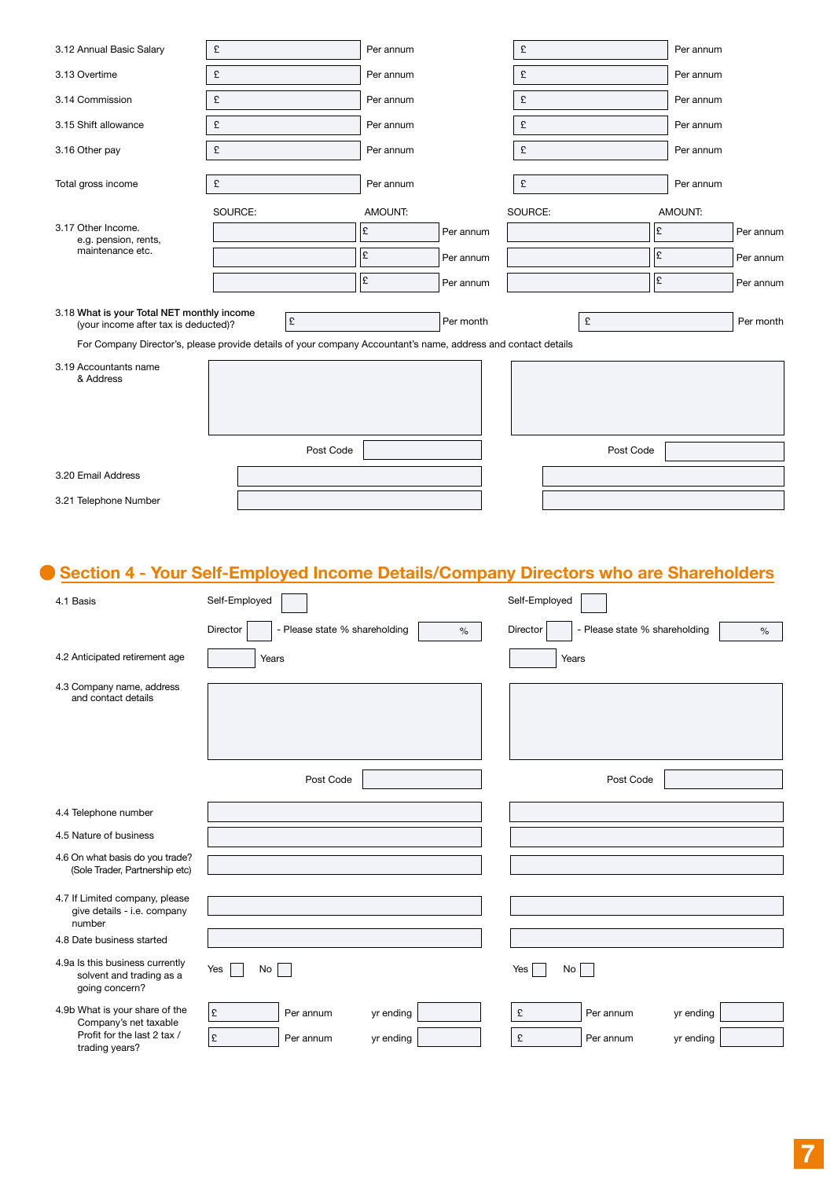| | | | | |
|---|---|---|---|---|
| 3.12 Annual Basic Salary | £ | Per annum | £ | Per annum |
| 3.13 Overtime | £ | Per annum | £ | Per annum |
| 3.14 Commission | £ | Per annum | £ | Per annum |
| 3.15 Shift allowance | £ | Per annum | £ | Per annum |
| 3.16 Other pay | £ | Per annum | £ | Per annum |
| Total gross income | £ | Per annum | £ | Per annum |

| | SOURCE: | AMOUNT: | | SOURCE: | AMOUNT: | |
|---|---|---|---|---|---|---|
| 3.17 Other Income. e.g. pension, rents, maintenance etc. | | £ | Per annum | | £ | Per annum |
| | | £ | Per annum | | £ | Per annum |
| | | £ | Per annum | | £ | Per annum |

| | | | | |
|---|---|---|---|---|
| 3.18 **What is your Total NET monthly income** (your income after tax is deducted)? | £ | Per month | £ | Per month |

For Company Director's, please provide details of your company Accountant's name, address and contact details

| | | |
|---|---|---|
| 3.19 Accountants name & Address | | |
| | Post Code | Post Code |
| 3.20 Email Address | | |
| 3.21 Telephone Number | | |

## Section 4 - Your Self-Employed Income Details/Company Directors who are Shareholders

| | | |
|---|---|---|
| 4.1 Basis | Self-Employed ☐ | Self-Employed ☐ |
| | Director ☐ - Please state % shareholding % | Director ☐ - Please state % shareholding % |
| 4.2 Anticipated retirement age | Years | Years |
| 4.3 Company name, address and contact details | | |
| | Post Code | Post Code |
| 4.4 Telephone number | | |
| 4.5 Nature of business | | |
| 4.6 On what basis do you trade? (Sole Trader, Partnership etc) | | |
| 4.7 If Limited company, please give details - i.e. company number | | |
| 4.8 Date business started | | |
| 4.9a Is this business currently solvent and trading as a going concern? | Yes ☐ No ☐ | Yes ☐ No ☐ |
| 4.9b What is your share of the Company's net taxable Profit for the last 2 tax / trading years? | £ Per annum yr ending | £ Per annum yr ending |
| | £ Per annum yr ending | £ Per annum yr ending |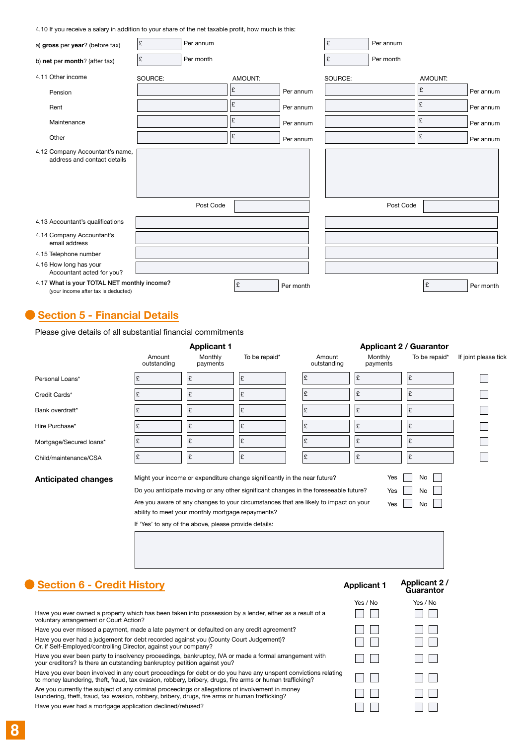4.10 If you receive a salary in addition to your share of the net taxable profit, how much is this:

| | Applicant 1 | | Applicant 2 | |
|---|---|---|---|---|
| a) **gross** per **year**? (before tax) | £ | Per annum | £ | Per annum |
| b) **net** per **month**? (after tax) | £ | Per month | £ | Per month |

| 4.11 Other income | SOURCE: | AMOUNT: | | SOURCE: | AMOUNT: | |
|---|---|---|---|---|---|---|
| Pension | | £ | Per annum | | £ | Per annum |
| Rent | | £ | Per annum | | £ | Per annum |
| Maintenance | | £ | Per annum | | £ | Per annum |
| Other | | £ | Per annum | | £ | Per annum |

| | Applicant 1 | Applicant 2 |
|---|---|---|
| 4.12 Company Accountant's name, address and contact details | | |
| Post Code | | |
| 4.13 Accountant's qualifications | | |
| 4.14 Company Accountant's email address | | |
| 4.15 Telephone number | | |
| 4.16 How long has your Accountant acted for you? | | |
| 4.17 **What is your TOTAL NET monthly income?** (your income after tax is deducted) | £ Per month | £ Per month |

## Section 5 - Financial Details

Please give details of all substantial financial commitments

| | **Applicant 1** | | | **Applicant 2 / Guarantor** | | | |
|---|---|---|---|---|---|---|---|
| | Amount outstanding | Monthly payments | To be repaid* | Amount outstanding | Monthly payments | To be repaid* | If joint please tick |
| Personal Loans* | £ | £ | £ | £ | £ | £ | ☐ |
| Credit Cards* | £ | £ | £ | £ | £ | £ | ☐ |
| Bank overdraft* | £ | £ | £ | £ | £ | £ | ☐ |
| Hire Purchase* | £ | £ | £ | £ | £ | £ | ☐ |
| Mortgage/Secured loans* | £ | £ | £ | £ | £ | £ | ☐ |
| Child/maintenance/CSA | £ | £ | £ | £ | £ | £ | ☐ |

**Anticipated changes**

| | | |
|---|---|---|
| Might your income or expenditure change significantly in the near future? | Yes ☐ | No ☐ |
| Do you anticipate moving or any other significant changes in the foreseeable future? | Yes ☐ | No ☐ |
| Are you aware of any changes to your circumstances that are likely to impact on your ability to meet your monthly mortgage repayments? | Yes ☐ | No ☐ |

If 'Yes' to any of the above, please provide details:

## Section 6 - Credit History

| | **Applicant 1** Yes / No | **Applicant 2 / Guarantor** Yes / No |
|---|---|---|
| Have you ever owned a property which has been taken into possession by a lender, either as a result of a voluntary arrangement or Court Action? | ☐ ☐ | ☐ ☐ |
| Have you ever missed a payment, made a late payment or defaulted on any credit agreement? | ☐ ☐ | ☐ ☐ |
| Have you ever had a judgement for debt recorded against you (County Court Judgement)? Or, if Self-Employed/controlling Director, against your company? | ☐ ☐ | ☐ ☐ |
| Have you ever been party to insolvency proceedings, bankruptcy, IVA or made a formal arrangement with your creditors? Is there an outstanding bankruptcy petition against you? | ☐ ☐ | ☐ ☐ |
| Have you ever been involved in any court proceedings for debt or do you have any unspent convictions relating to money laundering, theft, fraud, tax evasion, robbery, bribery, drugs, fire arms or human trafficking? | ☐ ☐ | ☐ ☐ |
| Are you currently the subject of any criminal proceedings or allegations of involvement in money laundering, theft, fraud, tax evasion, robbery, bribery, drugs, fire arms or human trafficking? | ☐ ☐ | ☐ ☐ |
| Have you ever had a mortgage application declined/refused? | ☐ ☐ | ☐ ☐ |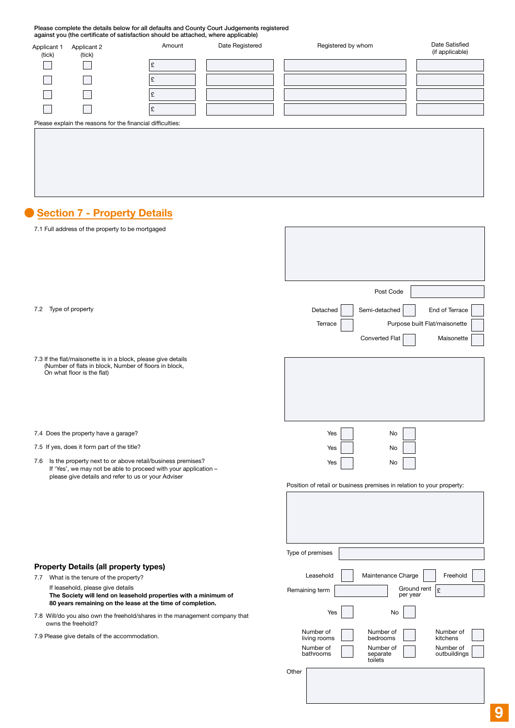Please complete the details below for all defaults and County Court Judgements registered against you (the certificate of satisfaction should be attached, where applicable)

| Applicant 1 (tick) | Applicant 2 (tick) | Amount | Date Registered | Registered by whom | Date Satisfied (if applicable) |
|---|---|---|---|---|---|
| ☐ | ☐ | £ | | | |
| ☐ | ☐ | £ | | | |
| ☐ | ☐ | £ | | | |
| ☐ | ☐ | £ | | | |

Please explain the reasons for the financial difficulties:

## Section 7 - Property Details

7.1 Full address of the property to be mortgaged

Post Code

7.2 Type of property

Detached ☐ Semi-detached ☐ End of Terrace ☐

Terrace ☐ Purpose built Flat/maisonette ☐

Converted Flat ☐ Maisonette ☐

7.3 If the flat/maisonette is in a block, please give details (Number of flats in block, Number of floors in block, On what floor is the flat)

7.4 Does the property have a garage? Yes ☐ No ☐

7.5 If yes, does it form part of the title? Yes ☐ No ☐

7.6 Is the property next to or above retail/business premises? If 'Yes', we may not be able to proceed with your application – please give details and refer to us or your Adviser Yes ☐ No ☐

Position of retail or business premises in relation to your property:

Type of premises

### Property Details (all property types)

7.7 What is the tenure of the property?

Leasehold ☐ Maintenance Charge ☐ Freehold ☐

If leasehold, please give details

**The Society will lend on leasehold properties with a minimum of 80 years remaining on the lease at the time of completion.**

Remaining term    Ground rent per year £

7.8 Will/do you also own the freehold/shares in the management company that owns the freehold? Yes ☐ No ☐

7.9 Please give details of the accommodation.

Number of living rooms ☐ Number of bedrooms ☐ Number of kitchens ☐

Number of bathrooms ☐ Number of separate toilets ☐ Number of outbuildings ☐

Other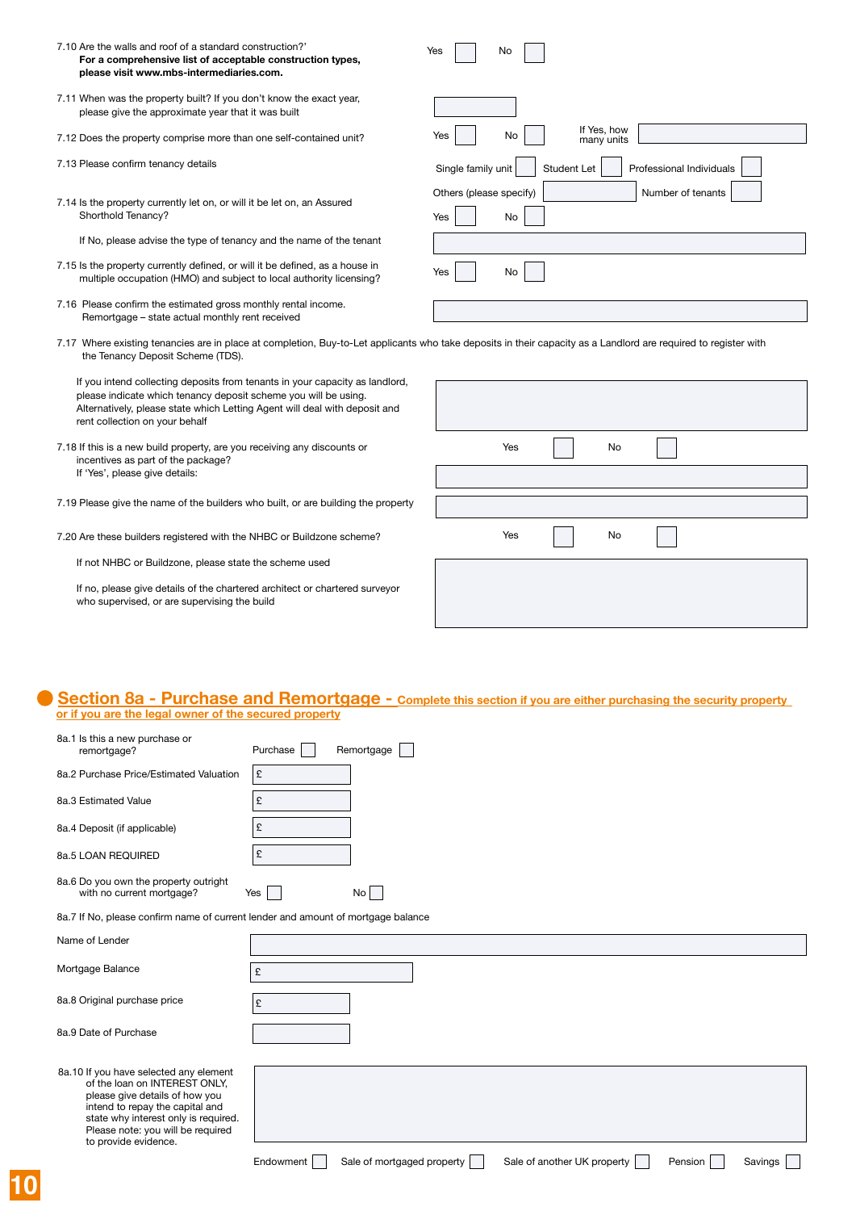7.10 Are the walls and roof of a standard construction?'
**For a comprehensive list of acceptable construction types, please visit www.mbs-intermediaries.com.**

Yes ☐ No ☐

7.11 When was the property built? If you don't know the exact year, please give the approximate year that it was built

7.12 Does the property comprise more than one self-contained unit?

Yes ☐ No ☐ If Yes, how many units

7.13 Please confirm tenancy details

Single family unit ☐ Student Let ☐ Professional Individuals ☐

Others (please specify) Number of tenants

7.14 Is the property currently let on, or will it be let on, an Assured Shorthold Tenancy?

Yes ☐ No ☐

If No, please advise the type of tenancy and the name of the tenant

7.15 Is the property currently defined, or will it be defined, as a house in multiple occupation (HMO) and subject to local authority licensing?

Yes ☐ No ☐

7.16 Please confirm the estimated gross monthly rental income. Remortgage – state actual monthly rent received

7.17 Where existing tenancies are in place at completion, Buy-to-Let applicants who take deposits in their capacity as a Landlord are required to register with the Tenancy Deposit Scheme (TDS).

If you intend collecting deposits from tenants in your capacity as landlord, please indicate which tenancy deposit scheme you will be using. Alternatively, please state which Letting Agent will deal with deposit and rent collection on your behalf

7.18 If this is a new build property, are you receiving any discounts or incentives as part of the package?
If 'Yes', please give details:

Yes ☐ No ☐

7.19 Please give the name of the builders who built, or are building the property

7.20 Are these builders registered with the NHBC or Buildzone scheme?

Yes ☐ No ☐

If not NHBC or Buildzone, please state the scheme used

If no, please give details of the chartered architect or chartered surveyor who supervised, or are supervising the build

## Section 8a - Purchase and Remortgage - Complete this section if you are either purchasing the security property or if you are the legal owner of the secured property

8a.1 Is this a new purchase or remortgage? Purchase ☐ Remortgage ☐

8a.2 Purchase Price/Estimated Valuation £

8a.3 Estimated Value £

8a.4 Deposit (if applicable) £

8a.5 LOAN REQUIRED £

8a.6 Do you own the property outright with no current mortgage? Yes ☐ No ☐

8a.7 If No, please confirm name of current lender and amount of mortgage balance

Name of Lender

Mortgage Balance £

8a.8 Original purchase price £

8a.9 Date of Purchase

8a.10 If you have selected any element of the loan on INTEREST ONLY, please give details of how you intend to repay the capital and state why interest only is required. Please note: you will be required to provide evidence.

Endowment ☐ Sale of mortgaged property ☐ Sale of another UK property ☐ Pension ☐ Savings ☐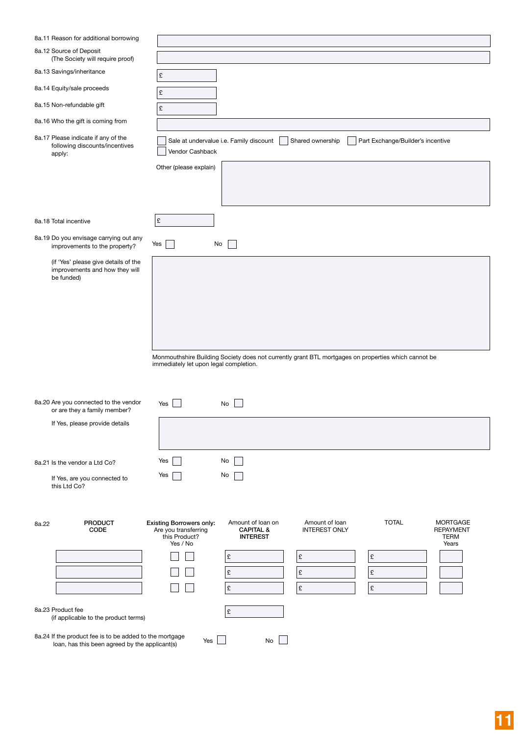8a.11 Reason for additional borrowing

8a.12 Source of Deposit
(The Society will require proof)

8a.13 Savings/inheritance £

8a.14 Equity/sale proceeds £

8a.15 Non-refundable gift £

8a.16 Who the gift is coming from

8a.17 Please indicate if any of the following discounts/incentives apply:

☐ Sale at undervalue i.e. Family discount ☐ Shared ownership ☐ Part Exchange/Builder's incentive
☐ Vendor Cashback

Other (please explain)

8a.18 Total incentive £

8a.19 Do you envisage carrying out any improvements to the property? Yes ☐ No ☐

(if 'Yes' please give details of the improvements and how they will be funded)

Monmouthshire Building Society does not currently grant BTL mortgages on properties which cannot be immediately let upon legal completion.

8a.20 Are you connected to the vendor or are they a family member? Yes ☐ No ☐

If Yes, please provide details

8a.21 Is the vendor a Ltd Co? Yes ☐ No ☐

If Yes, are you connected to this Ltd Co? Yes ☐ No ☐

8a.22

| PRODUCT CODE | Existing Borrowers only: Are you transferring this Product? Yes / No | Amount of loan on **CAPITAL & INTEREST** | Amount of loan INTEREST ONLY | TOTAL | MORTGAGE REPAYMENT TERM Years |
|---|---|---|---|---|---|
| | ☐ ☐ | £ | £ | £ | |
| | ☐ ☐ | £ | £ | £ | |
| | ☐ ☐ | £ | £ | £ | |

8a.23 Product fee
(if applicable to the product terms) £

8a.24 If the product fee is to be added to the mortgage loan, has this been agreed by the applicant(s) Yes ☐ No ☐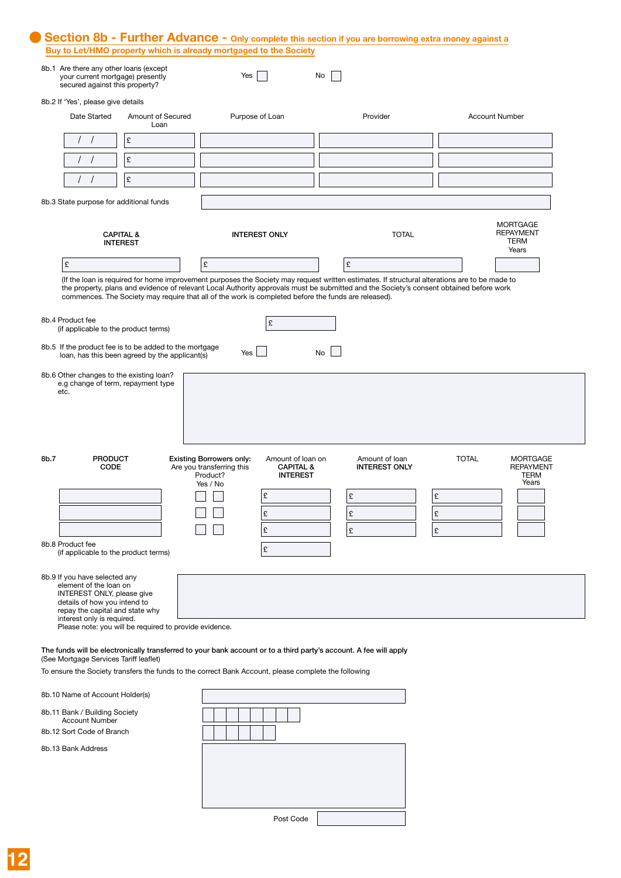## Section 8b - Further Advance - Only complete this section if you are borrowing extra money against a Buy to Let/HMO property which is already mortgaged to the Society

8b.1 Are there any other loans (except your current mortgage) presently secured against this property? Yes ☐ No ☐

8b.2 If 'Yes', please give details

| Date Started | Amount of Secured Loan | Purpose of Loan | Provider | Account Number |
|---|---|---|---|---|
| / / | £ | | | |
| / / | £ | | | |
| / / | £ | | | |

8b.3 State purpose for additional funds

| CAPITAL & INTEREST | INTEREST ONLY | TOTAL | MORTGAGE REPAYMENT TERM Years |
|---|---|---|---|
| £ | £ | £ | |

(If the loan is required for home improvement purposes the Society may request written estimates. If structural alterations are to be made to the property, plans and evidence of relevant Local Authority approvals must be submitted and the Society's consent obtained before work commences. The Society may require that all of the work is completed before the funds are released).

8b.4 Product fee (if applicable to the product terms) £

8b.5 If the product fee is to be added to the mortgage loan, has this been agreed by the applicant(s) Yes ☐ No ☐

8b.6 Other changes to the existing loan? e.g change of term, repayment type etc.

8b.7

| PRODUCT CODE | Existing Borrowers only: Are you transferring this Product? Yes / No | Amount of loan on CAPITAL & INTEREST | Amount of loan INTEREST ONLY | TOTAL | MORTGAGE REPAYMENT TERM Years |
|---|---|---|---|---|---|
| | ☐ ☐ | £ | £ | £ | |
| | ☐ ☐ | £ | £ | £ | |
| | ☐ ☐ | £ | £ | £ | |

8b.8 Product fee (if applicable to the product terms) £

8b.9 If you have selected any element of the loan on INTEREST ONLY, please give details of how you intend to repay the capital and state why interest only is required.
Please note: you will be required to provide evidence.

**The funds will be electronically transferred to your bank account or to a third party's account. A fee will apply**
(See Mortgage Services Tariff leaflet)

To ensure the Society transfers the funds to the correct Bank Account, please complete the following

8b.10 Name of Account Holder(s)

8b.11 Bank / Building Society Account Number

8b.12 Sort Code of Branch

8b.13 Bank Address

Post Code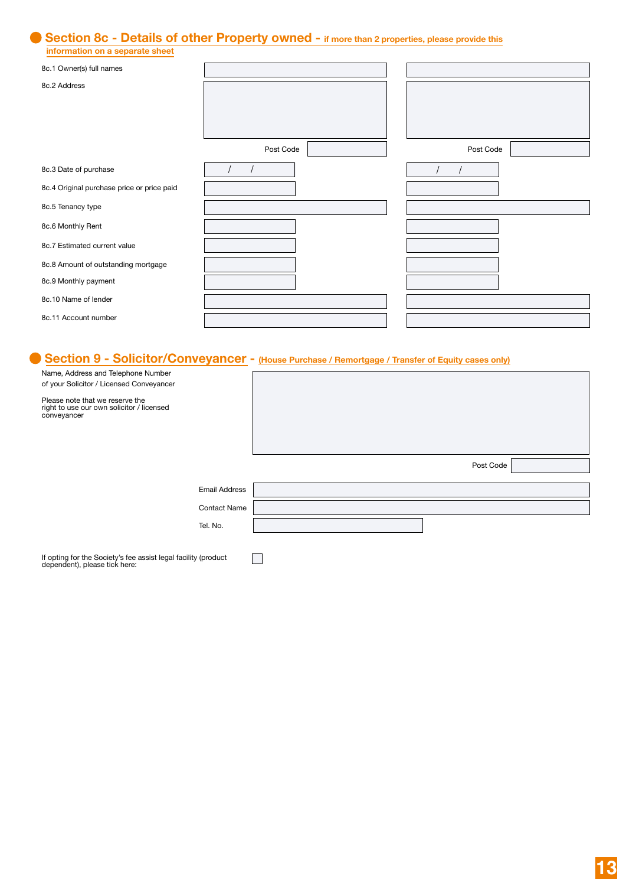## Section 8c - Details of other Property owned - if more than 2 properties, please provide this information on a separate sheet

| | Property 1 | Property 2 |
|---|---|---|
| 8c.1 Owner(s) full names | | |
| 8c.2 Address | | |
| Post Code | | |
| 8c.3 Date of purchase | / / | / / |
| 8c.4 Original purchase price or price paid | | |
| 8c.5 Tenancy type | | |
| 8c.6 Monthly Rent | | |
| 8c.7 Estimated current value | | |
| 8c.8 Amount of outstanding mortgage | | |
| 8c.9 Monthly payment | | |
| 8c.10 Name of lender | | |
| 8c.11 Account number | | |

## Section 9 - Solicitor/Conveyancer - (House Purchase / Remortgage / Transfer of Equity cases only)

Name, Address and Telephone Number of your Solicitor / Licensed Conveyancer

Please note that we reserve the right to use our own solicitor / licensed conveyancer

Post Code

Email Address

Contact Name

Tel. No.

If opting for the Society's fee assist legal facility (product dependent), please tick here: ☐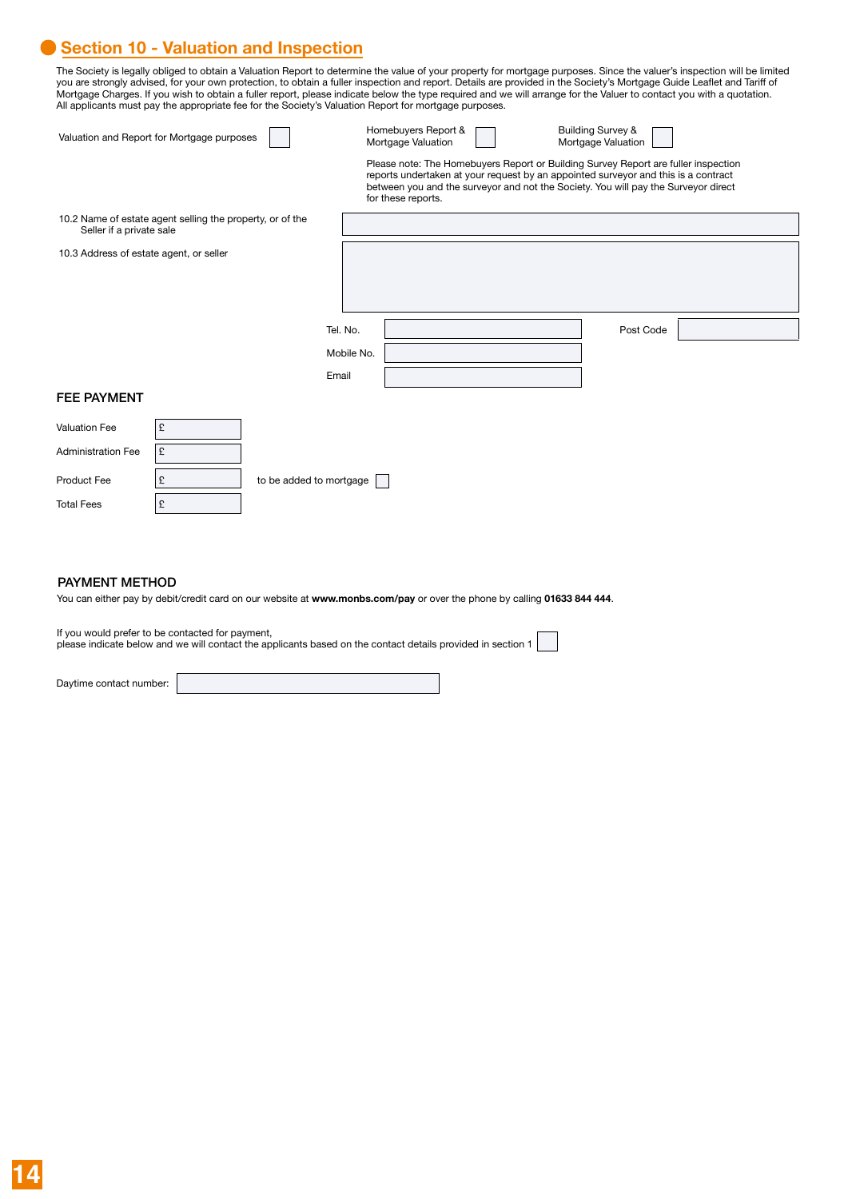## Section 10 - Valuation and Inspection

The Society is legally obliged to obtain a Valuation Report to determine the value of your property for mortgage purposes. Since the valuer's inspection will be limited you are strongly advised, for your own protection, to obtain a fuller inspection and report. Details are provided in the Society's Mortgage Guide Leaflet and Tariff of Mortgage Charges. If you wish to obtain a fuller report, please indicate below the type required and we will arrange for the Valuer to contact you with a quotation. All applicants must pay the appropriate fee for the Society's Valuation Report for mortgage purposes.

Valuation and Report for Mortgage purposes ☐

Homebuyers Report & Mortgage Valuation ☐

Building Survey & Mortgage Valuation ☐

Please note: The Homebuyers Report or Building Survey Report are fuller inspection reports undertaken at your request by an appointed surveyor and this is a contract between you and the surveyor and not the Society. You will pay the Surveyor direct for these reports.

10.2 Name of estate agent selling the property, or of the Seller if a private sale

10.3 Address of estate agent, or seller

Tel. No.

Post Code

Mobile No.

Email

### FEE PAYMENT

Valuation Fee £

Administration Fee £

Product Fee £ to be added to mortgage ☐

Total Fees £

### PAYMENT METHOD

You can either pay by debit/credit card on our website at **www.monbs.com/pay** or over the phone by calling **01633 844 444**.

If you would prefer to be contacted for payment,
please indicate below and we will contact the applicants based on the contact details provided in section 1 ☐

Daytime contact number: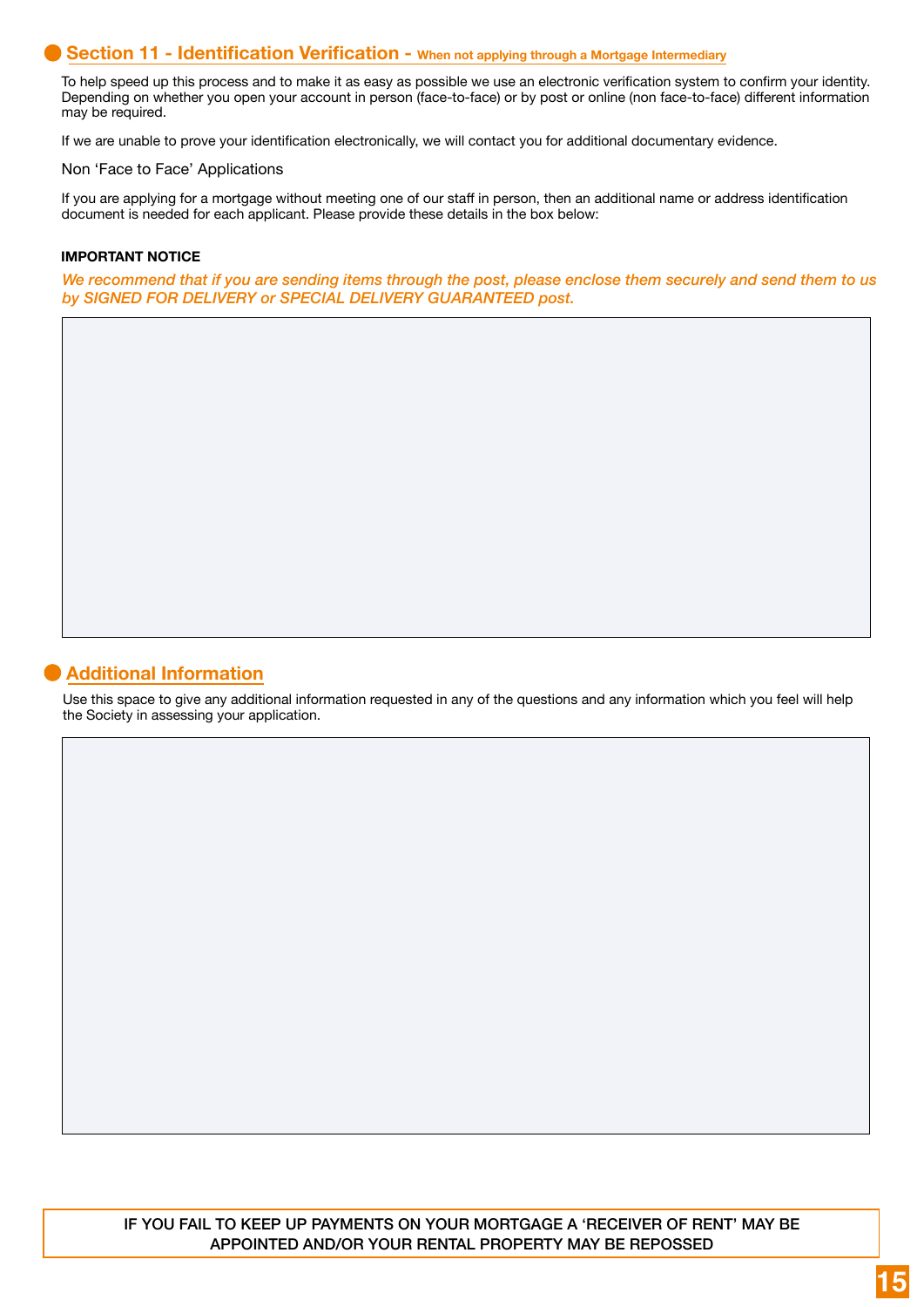## Section 11 - Identification Verification - When not applying through a Mortgage Intermediary

To help speed up this process and to make it as easy as possible we use an electronic verification system to confirm your identity. Depending on whether you open your account in person (face-to-face) or by post or online (non face-to-face) different information may be required.

If we are unable to prove your identification electronically, we will contact you for additional documentary evidence.

Non 'Face to Face' Applications

If you are applying for a mortgage without meeting one of our staff in person, then an additional name or address identification document is needed for each applicant. Please provide these details in the box below:

**IMPORTANT NOTICE**

*We recommend that if you are sending items through the post, please enclose them securely and send them to us by SIGNED FOR DELIVERY or SPECIAL DELIVERY GUARANTEED post.*

## Additional Information

Use this space to give any additional information requested in any of the questions and any information which you feel will help the Society in assessing your application.

IF YOU FAIL TO KEEP UP PAYMENTS ON YOUR MORTGAGE A 'RECEIVER OF RENT' MAY BE APPOINTED AND/OR YOUR RENTAL PROPERTY MAY BE REPOSSED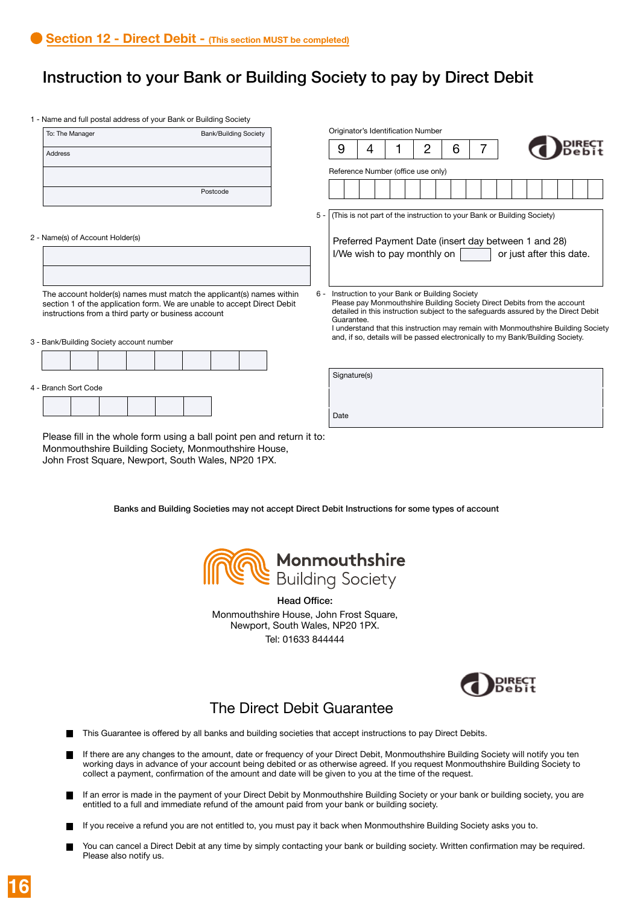## Section 12 - Direct Debit - (This section MUST be completed)

# Instruction to your Bank or Building Society to pay by Direct Debit

1 - Name and full postal address of your Bank or Building Society

| To: The Manager | Bank/Building Society |
|---|---|
| Address | |
| | |
| | Postcode |

2 - Name(s) of Account Holder(s)

| |
|---|
| |
| |

The account holder(s) names must match the applicant(s) names within section 1 of the application form. We are unable to accept Direct Debit instructions from a third party or business account

3 - Bank/Building Society account number

| | | | | | | | |
|---|---|---|---|---|---|---|---|

4 - Branch Sort Code

| | | | | | |
|---|---|---|---|---|---|

Originator's Identification Number

| 9 | 4 | 1 | 2 | 6 | 7 |
|---|---|---|---|---|---|

DIRECT Debit

Reference Number (office use only)

| | | | | | | | | | | | | | | | | | |
|---|---|---|---|---|---|---|---|---|---|---|---|---|---|---|---|---|---|

5 - (This is not part of the instruction to your Bank or Building Society)

Preferred Payment Date (insert day between 1 and 28)
I/We wish to pay monthly on ______ or just after this date.

6 - Instruction to your Bank or Building Society
Please pay Monmouthshire Building Society Direct Debits from the account detailed in this instruction subject to the safeguards assured by the Direct Debit Guarantee.
I understand that this instruction may remain with Monmouthshire Building Society and, if so, details will be passed electronically to my Bank/Building Society.

| Signature(s) |
|---|
| |
| Date |

Please fill in the whole form using a ball point pen and return it to:
Monmouthshire Building Society, Monmouthshire House,
John Frost Square, Newport, South Wales, NP20 1PX.

**Banks and Building Societies may not accept Direct Debit Instructions for some types of account**

Monmouthshire Building Society

**Head Office:**
Monmouthshire House, John Frost Square,
Newport, South Wales, NP20 1PX.
Tel: 01633 844444

DIRECT Debit

## The Direct Debit Guarantee

- This Guarantee is offered by all banks and building societies that accept instructions to pay Direct Debits.
- If there are any changes to the amount, date or frequency of your Direct Debit, Monmouthshire Building Society will notify you ten working days in advance of your account being debited or as otherwise agreed. If you request Monmouthshire Building Society to collect a payment, confirmation of the amount and date will be given to you at the time of the request.
- If an error is made in the payment of your Direct Debit by Monmouthshire Building Society or your bank or building society, you are entitled to a full and immediate refund of the amount paid from your bank or building society.
- If you receive a refund you are not entitled to, you must pay it back when Monmouthshire Building Society asks you to.
- You can cancel a Direct Debit at any time by simply contacting your bank or building society. Written confirmation may be required. Please also notify us.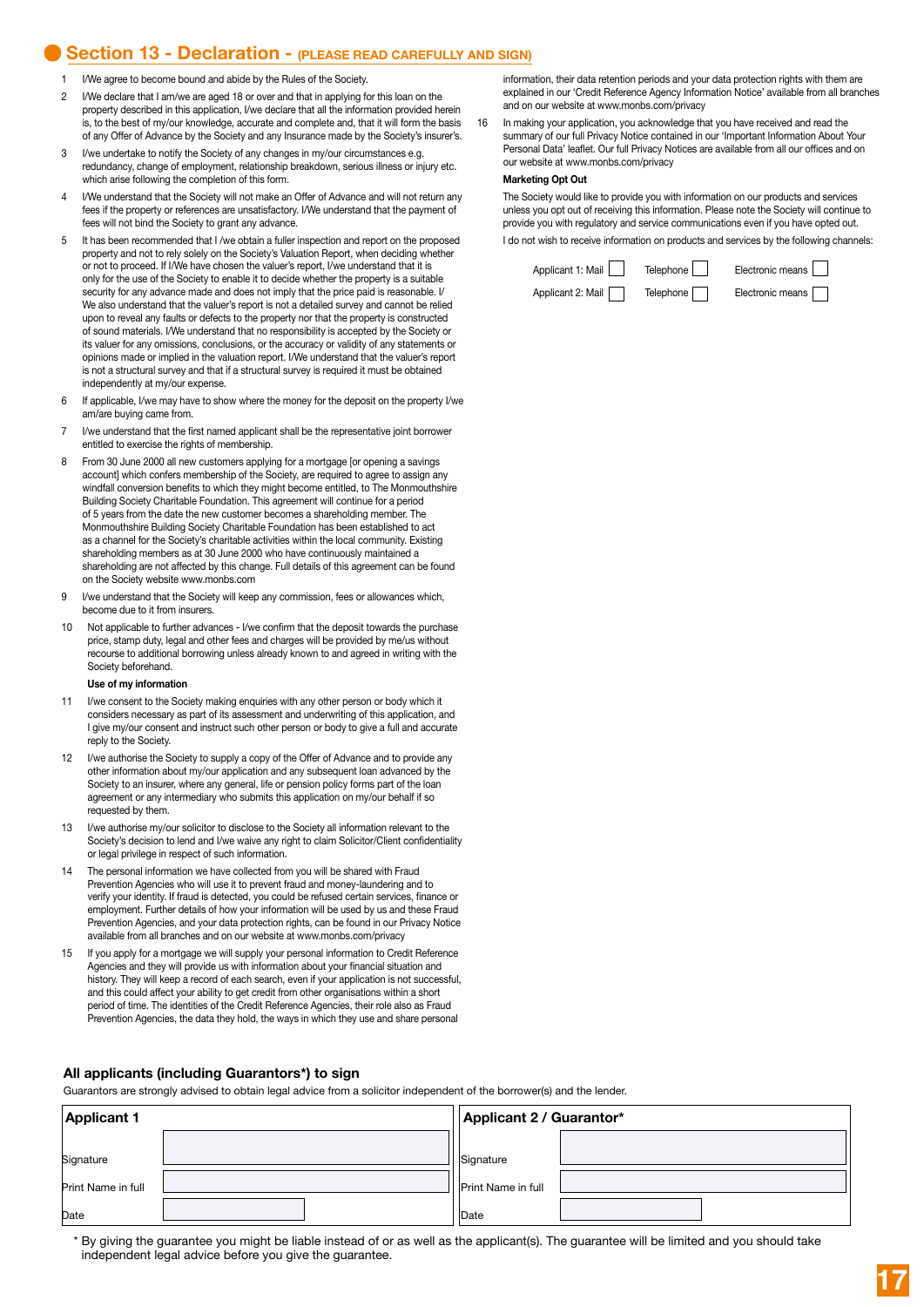## Section 13 - Declaration - (PLEASE READ CAREFULLY AND SIGN)

1. I/We agree to become bound and abide by the Rules of the Society.
2. I/We declare that I am/we are aged 18 or over and that in applying for this loan on the property described in this application, I/we declare that all the information provided herein is, to the best of my/our knowledge, accurate and complete and, that it will form the basis of any Offer of Advance by the Society and any Insurance made by the Society's insurer's.
3. I/we undertake to notify the Society of any changes in my/our circumstances e.g. redundancy, change of employment, relationship breakdown, serious illness or injury etc. which arise following the completion of this form.
4. I/We understand that the Society will not make an Offer of Advance and will not return any fees if the property or references are unsatisfactory. I/We understand that the payment of fees will not bind the Society to grant any advance.
5. It has been recommended that I /we obtain a fuller inspection and report on the proposed property and not to rely solely on the Society's Valuation Report, when deciding whether or not to proceed. If I/We have chosen the valuer's report, I/we understand that it is only for the use of the Society to enable it to decide whether the property is a suitable security for any advance made and does not imply that the price paid is reasonable. I/ We also understand that the valuer's report is not a detailed survey and cannot be relied upon to reveal any faults or defects to the property nor that the property is constructed of sound materials. I/We understand that no responsibility is accepted by the Society or its valuer for any omissions, conclusions, or the accuracy or validity of any statements or opinions made or implied in the valuation report. I/We understand that the valuer's report is not a structural survey and that if a structural survey is required it must be obtained independently at my/our expense.
6. If applicable, I/we may have to show where the money for the deposit on the property I/we am/are buying came from.
7. I/we understand that the first named applicant shall be the representative joint borrower entitled to exercise the rights of membership.
8. From 30 June 2000 all new customers applying for a mortgage [or opening a savings account] which confers membership of the Society, are required to agree to assign any windfall conversion benefits to which they might become entitled, to The Monmouthshire Building Society Charitable Foundation. This agreement will continue for a period of 5 years from the date the new customer becomes a shareholding member. The Monmouthshire Building Society Charitable Foundation has been established to act as a channel for the Society's charitable activities within the local community. Existing shareholding members as at 30 June 2000 who have continuously maintained a shareholding are not affected by this change. Full details of this agreement can be found on the Society website www.monbs.com
9. I/we understand that the Society will keep any commission, fees or allowances which, become due to it from insurers.
10. Not applicable to further advances - I/we confirm that the deposit towards the purchase price, stamp duty, legal and other fees and charges will be provided by me/us without recourse to additional borrowing unless already known to and agreed in writing with the Society beforehand.

**Use of my information**

11. I/we consent to the Society making enquiries with any other person or body which it considers necessary as part of its assessment and underwriting of this application, and I give my/our consent and instruct such other person or body to give a full and accurate reply to the Society.
12. I/we authorise the Society to supply a copy of the Offer of Advance and to provide any other information about my/our application and any subsequent loan advanced by the Society to an insurer, where any general, life or pension policy forms part of the loan agreement or any intermediary who submits this application on my/our behalf if so requested by them.
13. I/we authorise my/our solicitor to disclose to the Society all information relevant to the Society's decision to lend and I/we waive any right to claim Solicitor/Client confidentiality or legal privilege in respect of such information.
14. The personal information we have collected from you will be shared with Fraud Prevention Agencies who will use it to prevent fraud and money-laundering and to verify your identity. If fraud is detected, you could be refused certain services, finance or employment. Further details of how your information will be used by us and these Fraud Prevention Agencies, and your data protection rights, can be found in our Privacy Notice available from all branches and on our website at www.monbs.com/privacy
15. If you apply for a mortgage we will supply your personal information to Credit Reference Agencies and they will provide us with information about your financial situation and history. They will keep a record of each search, even if your application is not successful, and this could affect your ability to get credit from other organisations within a short period of time. The identities of the Credit Reference Agencies, their role also as Fraud Prevention Agencies, the data they hold, the ways in which they use and share personal information, their data retention periods and your data protection rights with them are explained in our 'Credit Reference Agency Information Notice' available from all branches and on our website at www.monbs.com/privacy
16. In making your application, you acknowledge that you have received and read the summary of our full Privacy Notice contained in our 'Important Information About Your Personal Data' leaflet. Our full Privacy Notices are available from all our offices and on our website at www.monbs.com/privacy

**Marketing Opt Out**

The Society would like to provide you with information on our products and services unless you opt out of receiving this information. Please note the Society will continue to provide you with regulatory and service communications even if you have opted out.

I do not wish to receive information on products and services by the following channels:

| | | | |
|---|---|---|---|
| Applicant 1: | Mail ☐ | Telephone ☐ | Electronic means ☐ |
| Applicant 2: | Mail ☐ | Telephone ☐ | Electronic means ☐ |

### All applicants (including Guarantors*) to sign

Guarantors are strongly advised to obtain legal advice from a solicitor independent of the borrower(s) and the lender.

| **Applicant 1** | | **Applicant 2 / Guarantor*** | |
|---|---|---|---|
| Signature | | Signature | |
| Print Name in full | | Print Name in full | |
| Date | | Date | |

* By giving the guarantee you might be liable instead of or as well as the applicant(s). The guarantee will be limited and you should take independent legal advice before you give the guarantee.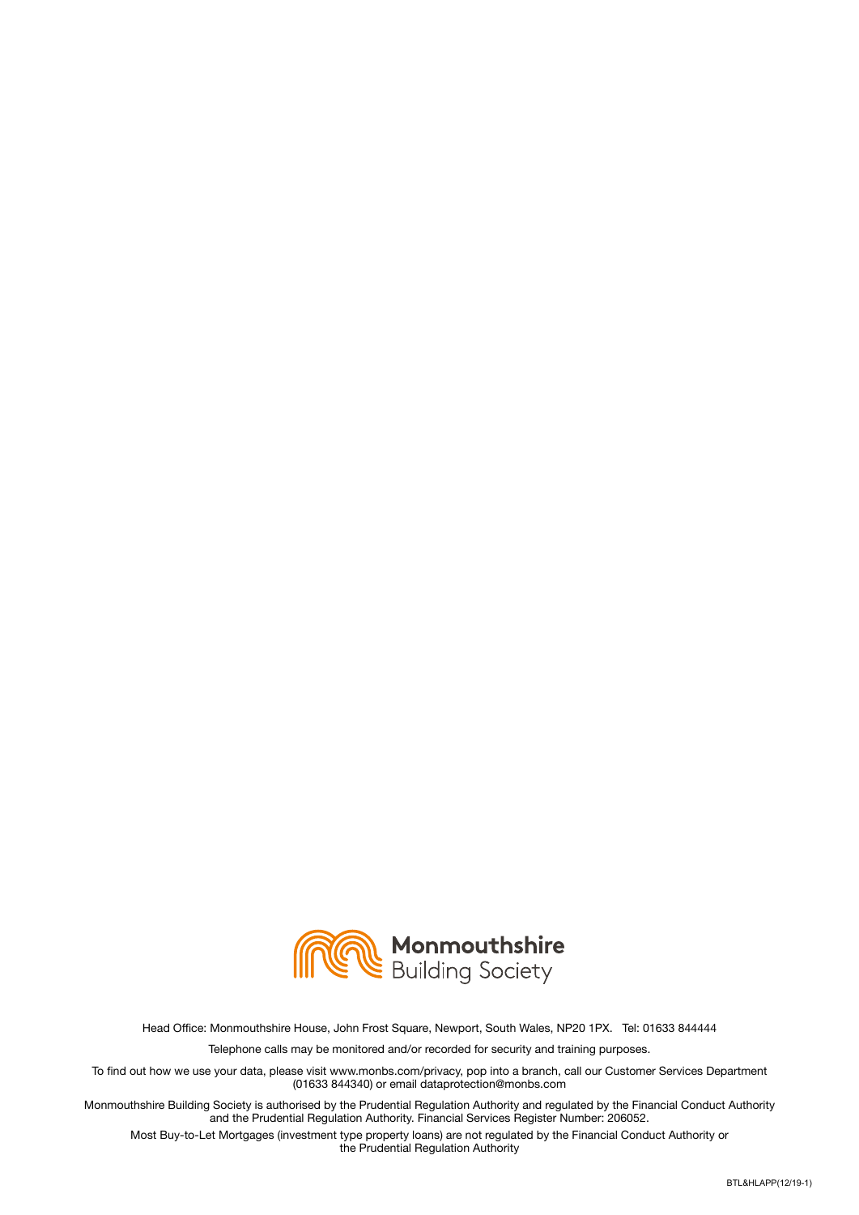Monmouthshire Building Society

Head Office: Monmouthshire House, John Frost Square, Newport, South Wales, NP20 1PX. Tel: 01633 844444

Telephone calls may be monitored and/or recorded for security and training purposes.

To find out how we use your data, please visit www.monbs.com/privacy, pop into a branch, call our Customer Services Department (01633 844340) or email dataprotection@monbs.com

Monmouthshire Building Society is authorised by the Prudential Regulation Authority and regulated by the Financial Conduct Authority and the Prudential Regulation Authority. Financial Services Register Number: 206052.

Most Buy-to-Let Mortgages (investment type property loans) are not regulated by the Financial Conduct Authority or the Prudential Regulation Authority

BTL&HLAPP(12/19-1)